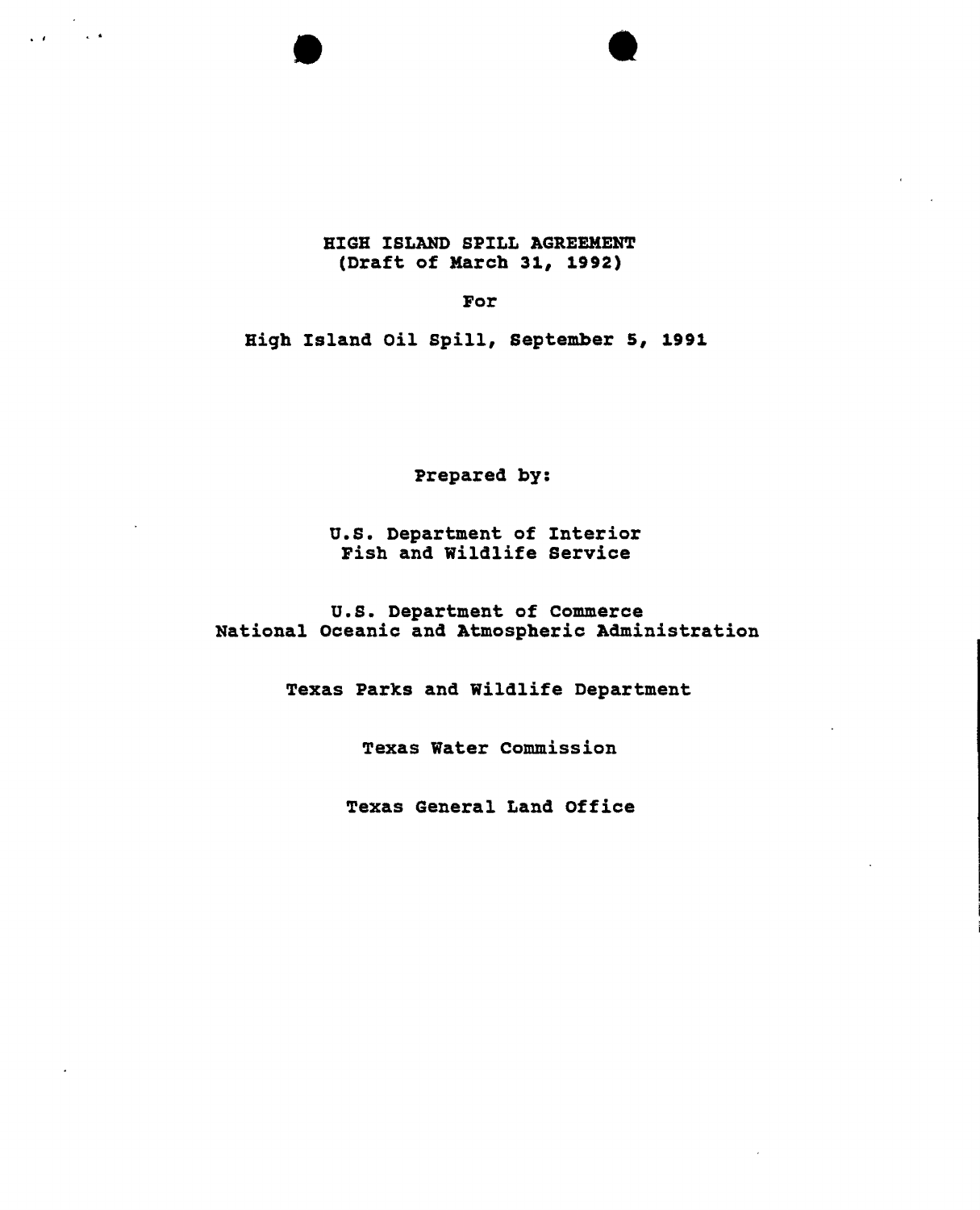# HIGH ISLAND SPILL AGREEMENT
(Draft of March 31, 1992)

For

High Island Oil Spill, September 5, 1991

Prepared by:

U.S. Department of Interior
Fish and Wildlife Service

U.S. Department of Commerce
National Oceanic and Atmospheric Administration

Texas Parks and Wildlife Department

Texas Water Commission

Texas General Land Office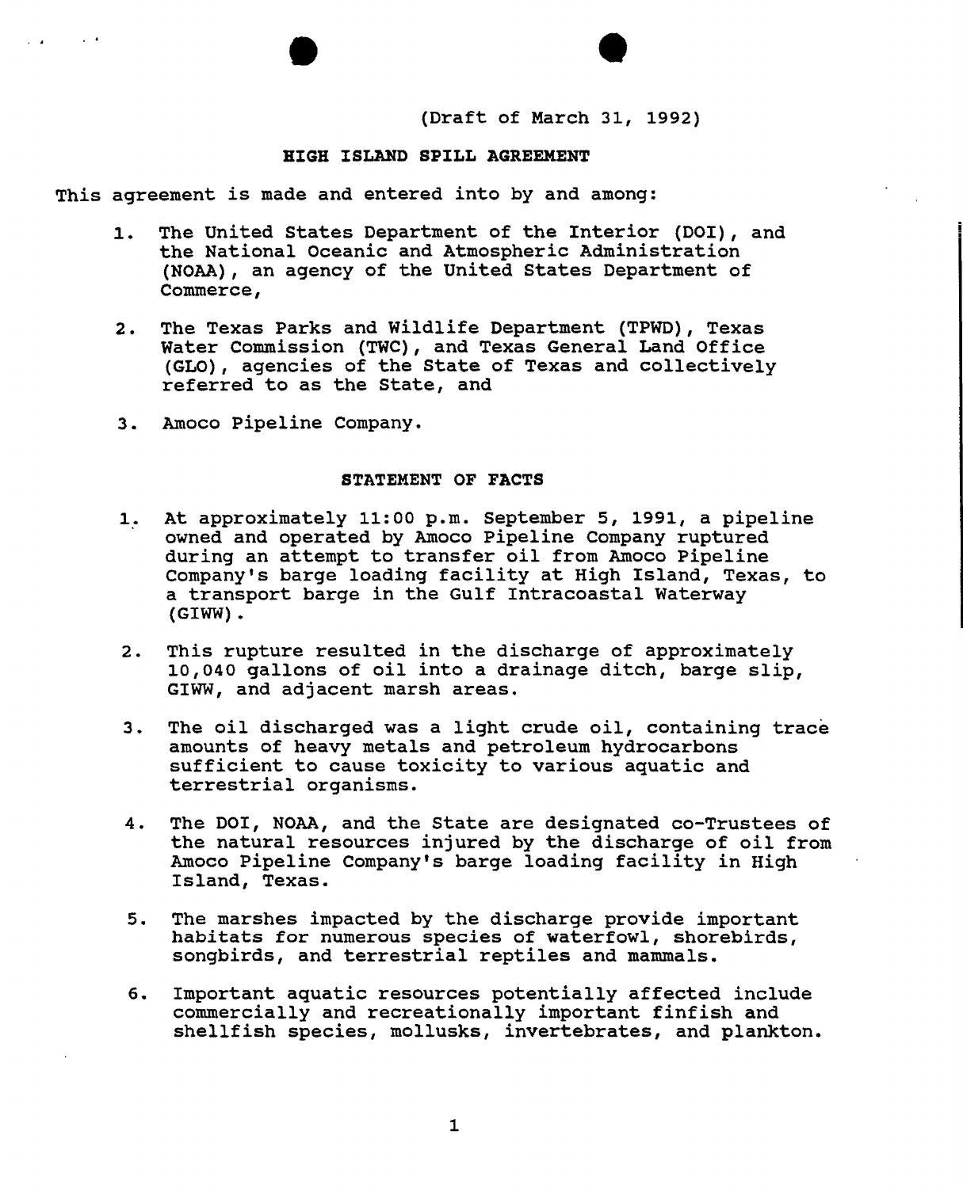(Draft of March 31, 1992)

## HIGH ISLAND SPILL AGREEMENT

This agreement is made and entered into by and among:

1. The United States Department of the Interior (DOI), and the National Oceanic and Atmospheric Administration (NOAA), an agency of the United States Department of Commerce,

2. The Texas Parks and Wildlife Department (TPWD), Texas Water Commission (TWC), and Texas General Land Office (GLO), agencies of the State of Texas and collectively referred to as the State, and

3. Amoco Pipeline Company.

### STATEMENT OF FACTS

1. At approximately 11:00 p.m. September 5, 1991, a pipeline owned and operated by Amoco Pipeline Company ruptured during an attempt to transfer oil from Amoco Pipeline Company's barge loading facility at High Island, Texas, to a transport barge in the Gulf Intracoastal Waterway (GIWW).

2. This rupture resulted in the discharge of approximately 10,040 gallons of oil into a drainage ditch, barge slip, GIWW, and adjacent marsh areas.

3. The oil discharged was a light crude oil, containing trace amounts of heavy metals and petroleum hydrocarbons sufficient to cause toxicity to various aquatic and terrestrial organisms.

4. The DOI, NOAA, and the State are designated co-Trustees of the natural resources injured by the discharge of oil from Amoco Pipeline Company's barge loading facility in High Island, Texas.

5. The marshes impacted by the discharge provide important habitats for numerous species of waterfowl, shorebirds, songbirds, and terrestrial reptiles and mammals.

6. Important aquatic resources potentially affected include commercially and recreationally important finfish and shellfish species, mollusks, invertebrates, and plankton.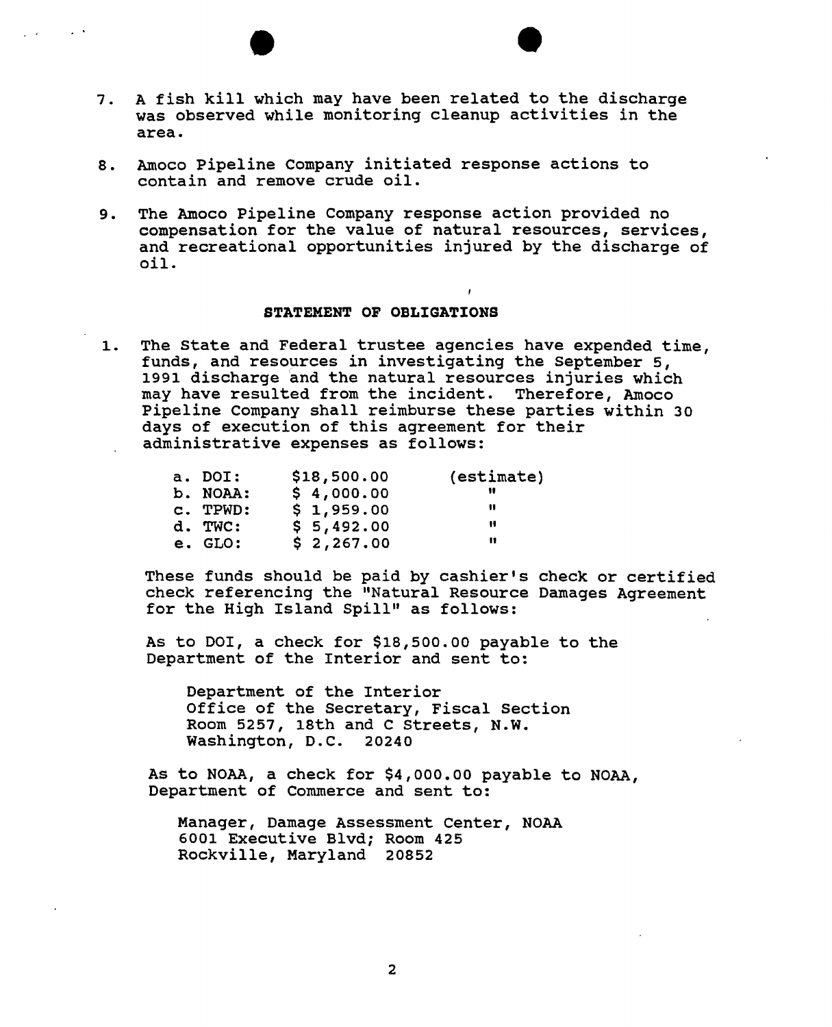7. A fish kill which may have been related to the discharge was observed while monitoring cleanup activities in the area.

8. Amoco Pipeline Company initiated response actions to contain and remove crude oil.

9. The Amoco Pipeline Company response action provided no compensation for the value of natural resources, services, and recreational opportunities injured by the discharge of oil.

**STATEMENT OF OBLIGATIONS**

1. The State and Federal trustee agencies have expended time, funds, and resources in investigating the September 5, 1991 discharge and the natural resources injuries which may have resulted from the incident. Therefore, Amoco Pipeline Company shall reimburse these parties within 30 days of execution of this agreement for their administrative expenses as follows:

| | | |
|---|---|---|
| a. DOI: | $18,500.00 | (estimate) |
| b. NOAA: | $ 4,000.00 | " |
| c. TPWD: | $ 1,959.00 | " |
| d. TWC: | $ 5,492.00 | " |
| e. GLO: | $ 2,267.00 | " |

These funds should be paid by cashier's check or certified check referencing the "Natural Resource Damages Agreement for the High Island Spill" as follows:

As to DOI, a check for $18,500.00 payable to the Department of the Interior and sent to:

Department of the Interior
Office of the Secretary, Fiscal Section
Room 5257, 18th and C Streets, N.W.
Washington, D.C. 20240

As to NOAA, a check for $4,000.00 payable to NOAA, Department of Commerce and sent to:

Manager, Damage Assessment Center, NOAA
6001 Executive Blvd; Room 425
Rockville, Maryland 20852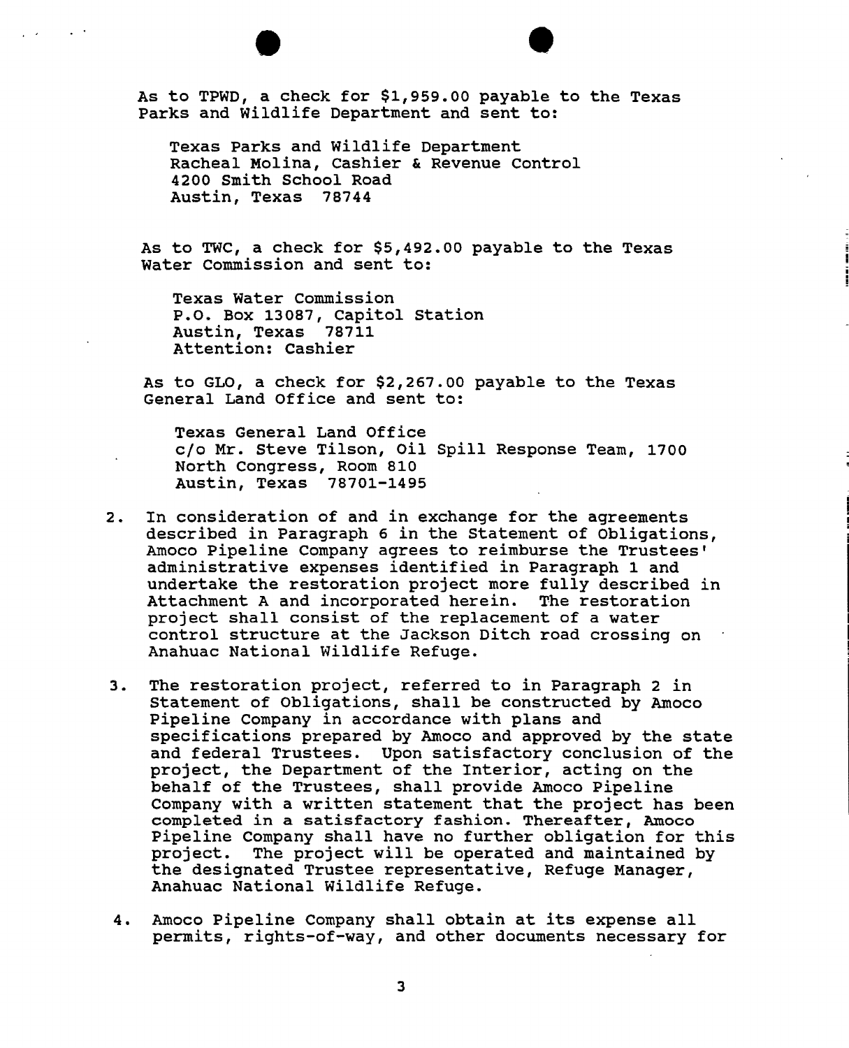As to TPWD, a check for $1,959.00 payable to the Texas Parks and Wildlife Department and sent to:

> Texas Parks and Wildlife Department
> Racheal Molina, Cashier & Revenue Control
> 4200 Smith School Road
> Austin, Texas 78744

As to TWC, a check for $5,492.00 payable to the Texas Water Commission and sent to:

> Texas Water Commission
> P.O. Box 13087, Capitol Station
> Austin, Texas 78711
> Attention: Cashier

As to GLO, a check for $2,267.00 payable to the Texas General Land Office and sent to:

> Texas General Land Office
> c/o Mr. Steve Tilson, Oil Spill Response Team, 1700 North Congress, Room 810
> Austin, Texas 78701-1495

2. In consideration of and in exchange for the agreements described in Paragraph 6 in the Statement of Obligations, Amoco Pipeline Company agrees to reimburse the Trustees' administrative expenses identified in Paragraph 1 and undertake the restoration project more fully described in Attachment A and incorporated herein. The restoration project shall consist of the replacement of a water control structure at the Jackson Ditch road crossing on Anahuac National Wildlife Refuge.

3. The restoration project, referred to in Paragraph 2 in Statement of Obligations, shall be constructed by Amoco Pipeline Company in accordance with plans and specifications prepared by Amoco and approved by the state and federal Trustees. Upon satisfactory conclusion of the project, the Department of the Interior, acting on the behalf of the Trustees, shall provide Amoco Pipeline Company with a written statement that the project has been completed in a satisfactory fashion. Thereafter, Amoco Pipeline Company shall have no further obligation for this project. The project will be operated and maintained by the designated Trustee representative, Refuge Manager, Anahuac National Wildlife Refuge.

4. Amoco Pipeline Company shall obtain at its expense all permits, rights-of-way, and other documents necessary for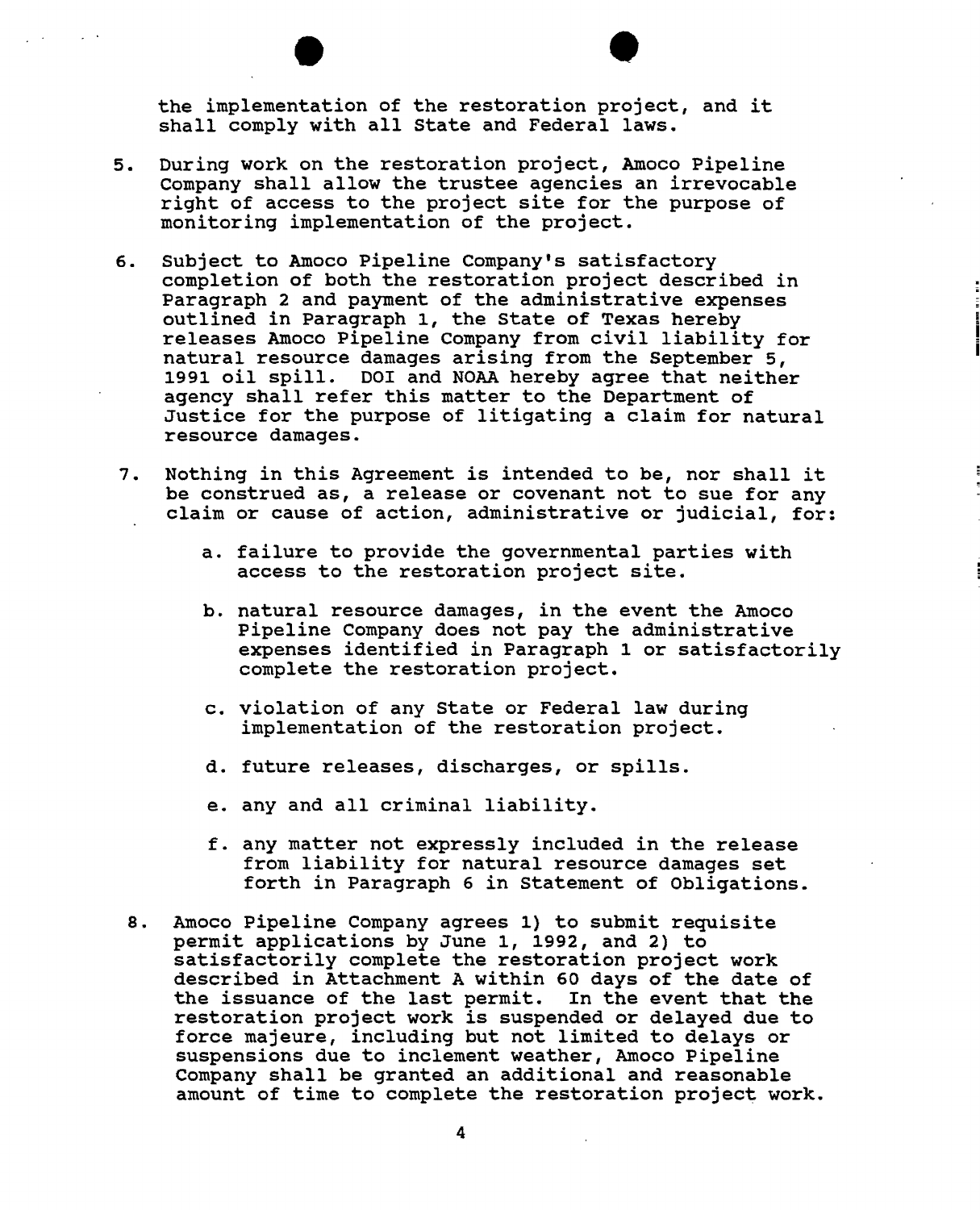the implementation of the restoration project, and it shall comply with all State and Federal laws.

5. During work on the restoration project, Amoco Pipeline Company shall allow the trustee agencies an irrevocable right of access to the project site for the purpose of monitoring implementation of the project.

6. Subject to Amoco Pipeline Company's satisfactory completion of both the restoration project described in Paragraph 2 and payment of the administrative expenses outlined in Paragraph 1, the State of Texas hereby releases Amoco Pipeline Company from civil liability for natural resource damages arising from the September 5, 1991 oil spill. DOI and NOAA hereby agree that neither agency shall refer this matter to the Department of Justice for the purpose of litigating a claim for natural resource damages.

7. Nothing in this Agreement is intended to be, nor shall it be construed as, a release or covenant not to sue for any claim or cause of action, administrative or judicial, for:

   a. failure to provide the governmental parties with access to the restoration project site.

   b. natural resource damages, in the event the Amoco Pipeline Company does not pay the administrative expenses identified in Paragraph 1 or satisfactorily complete the restoration project.

   c. violation of any State or Federal law during implementation of the restoration project.

   d. future releases, discharges, or spills.

   e. any and all criminal liability.

   f. any matter not expressly included in the release from liability for natural resource damages set forth in Paragraph 6 in Statement of Obligations.

8. Amoco Pipeline Company agrees 1) to submit requisite permit applications by June 1, 1992, and 2) to satisfactorily complete the restoration project work described in Attachment A within 60 days of the date of the issuance of the last permit. In the event that the restoration project work is suspended or delayed due to force majeure, including but not limited to delays or suspensions due to inclement weather, Amoco Pipeline Company shall be granted an additional and reasonable amount of time to complete the restoration project work.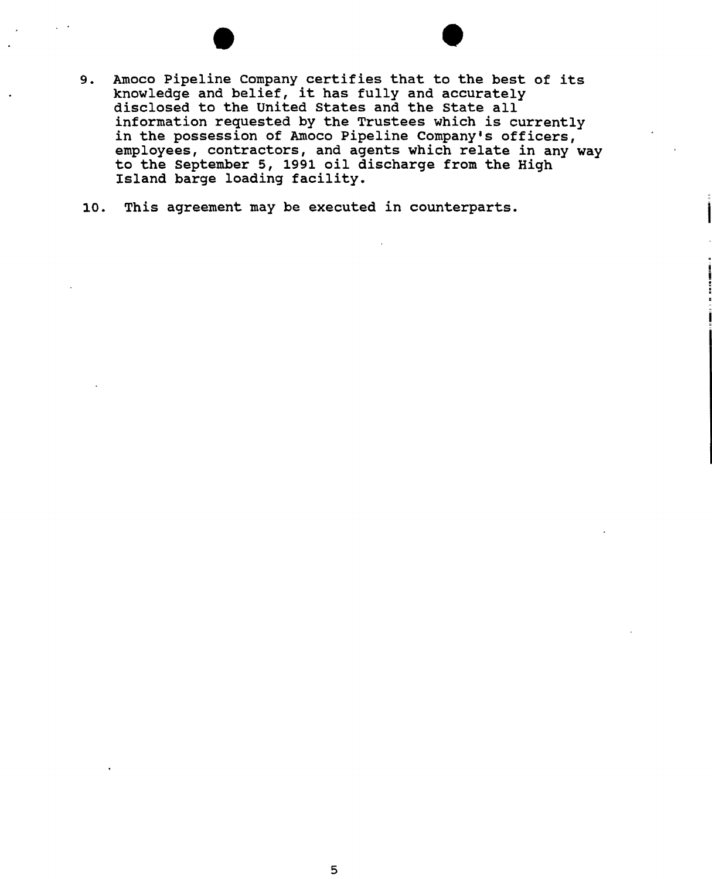9. Amoco Pipeline Company certifies that to the best of its knowledge and belief, it has fully and accurately disclosed to the United States and the State all information requested by the Trustees which is currently in the possession of Amoco Pipeline Company's officers, employees, contractors, and agents which relate in any way to the September 5, 1991 oil discharge from the High Island barge loading facility.

10. This agreement may be executed in counterparts.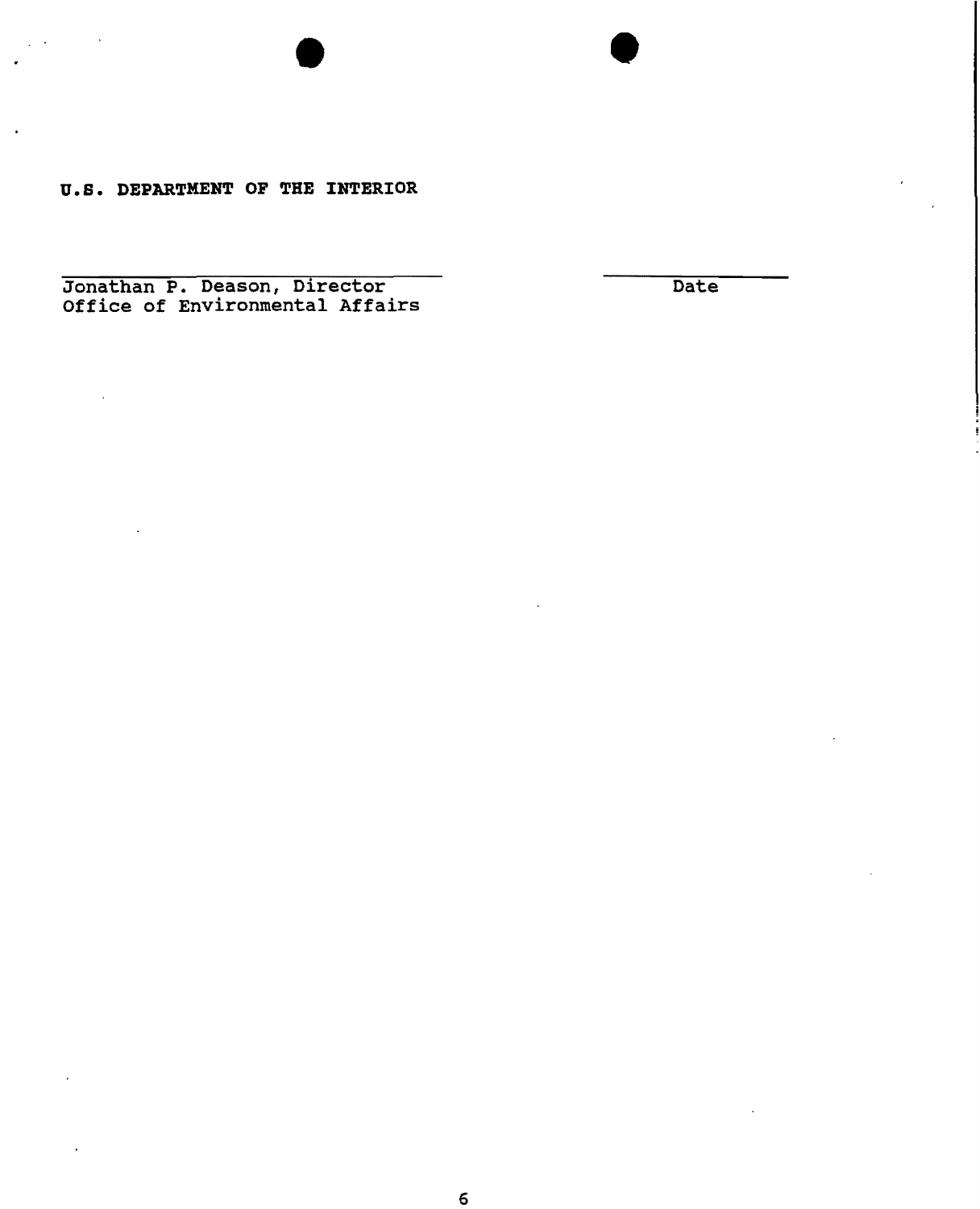**U.S. DEPARTMENT OF THE INTERIOR**

\_\_\_\_\_\_\_\_\_\_\_\_\_\_\_\_\_\_\_\_\_\_\_\_\_\_\_\_\_\_\_\_\_\_\_\_ \_\_\_\_\_\_\_\_\_\_\_\_\_\_\_\_\_\_
Jonathan P. Deason, Director Date
Office of Environmental Affairs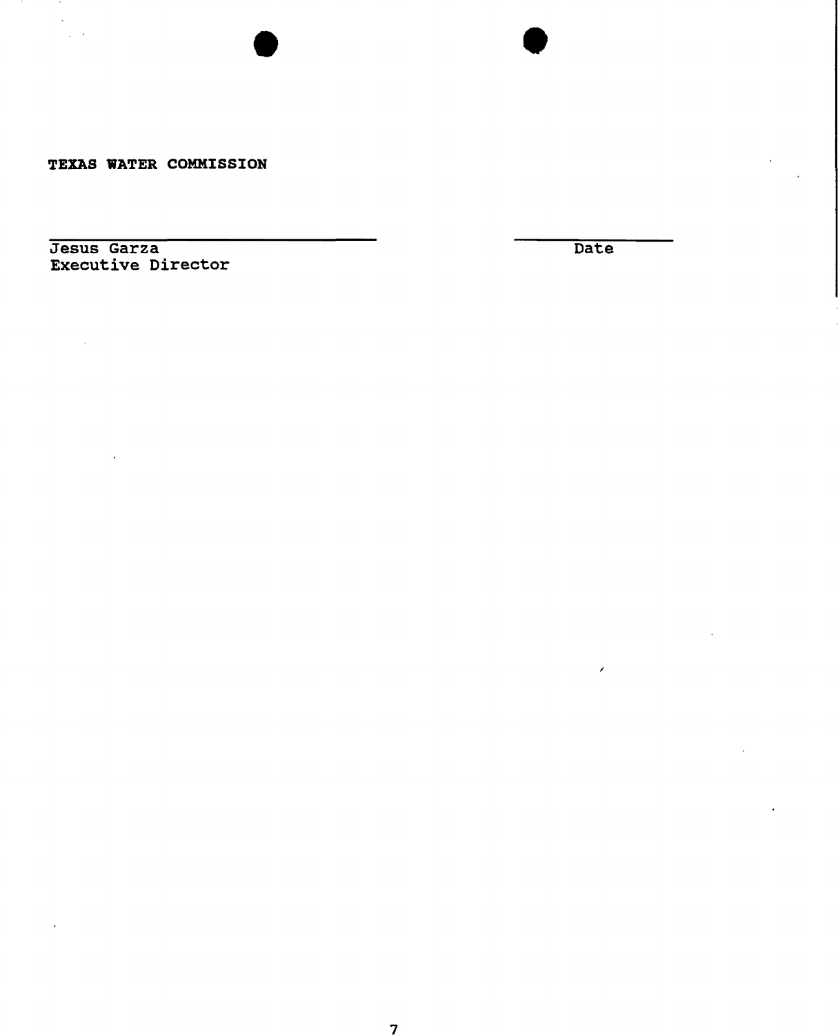**TEXAS WATER COMMISSION**

_______________________________ &nbsp;&nbsp;&nbsp;&nbsp;&nbsp;&nbsp;&nbsp;&nbsp;&nbsp;&nbsp;&nbsp;&nbsp;&nbsp;&nbsp; _______________

Jesus Garza &nbsp;&nbsp;&nbsp;&nbsp;&nbsp;&nbsp;&nbsp;&nbsp;&nbsp;&nbsp;&nbsp;&nbsp;&nbsp;&nbsp;&nbsp;&nbsp;&nbsp;&nbsp;&nbsp;&nbsp;&nbsp;&nbsp;&nbsp;&nbsp;&nbsp;&nbsp;&nbsp;&nbsp;&nbsp;&nbsp;&nbsp;&nbsp;&nbsp;&nbsp;&nbsp;&nbsp;&nbsp;&nbsp;&nbsp;&nbsp;&nbsp;&nbsp;&nbsp;&nbsp;&nbsp;&nbsp;&nbsp;&nbsp; Date
Executive Director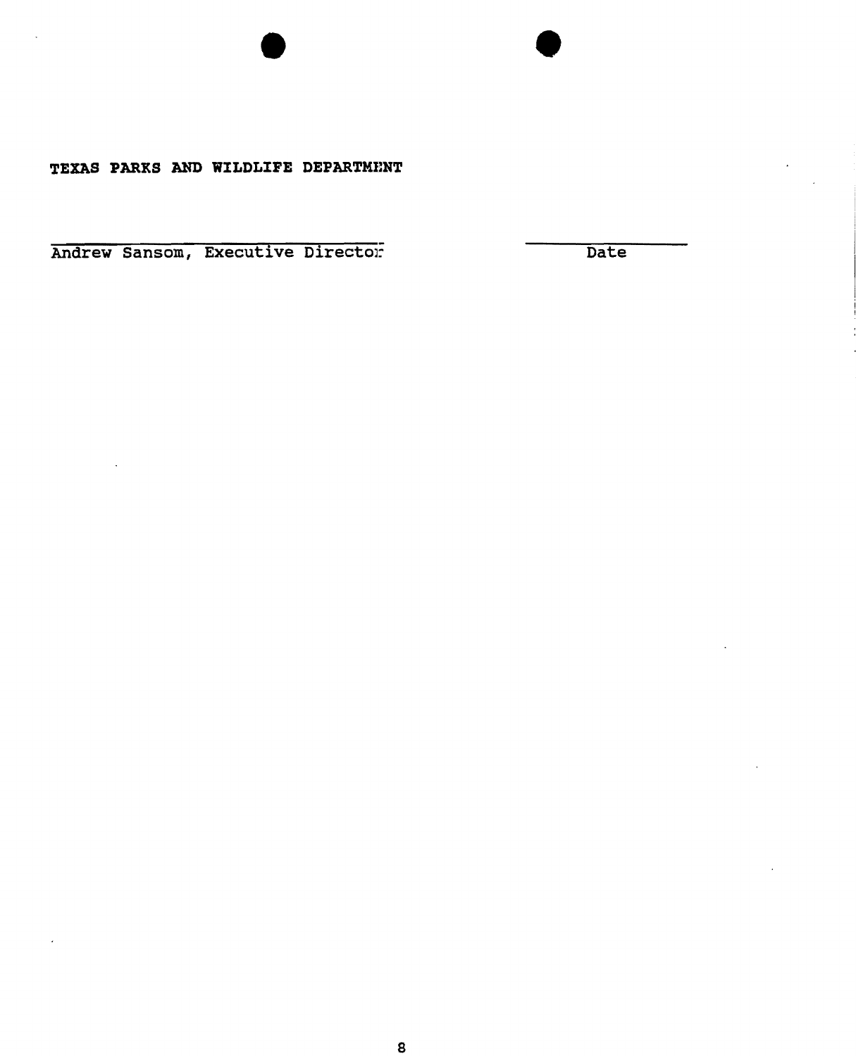**TEXAS PARKS AND WILDLIFE DEPARTMENT**

______________________________ ______________

Andrew Sansom, Executive Director Date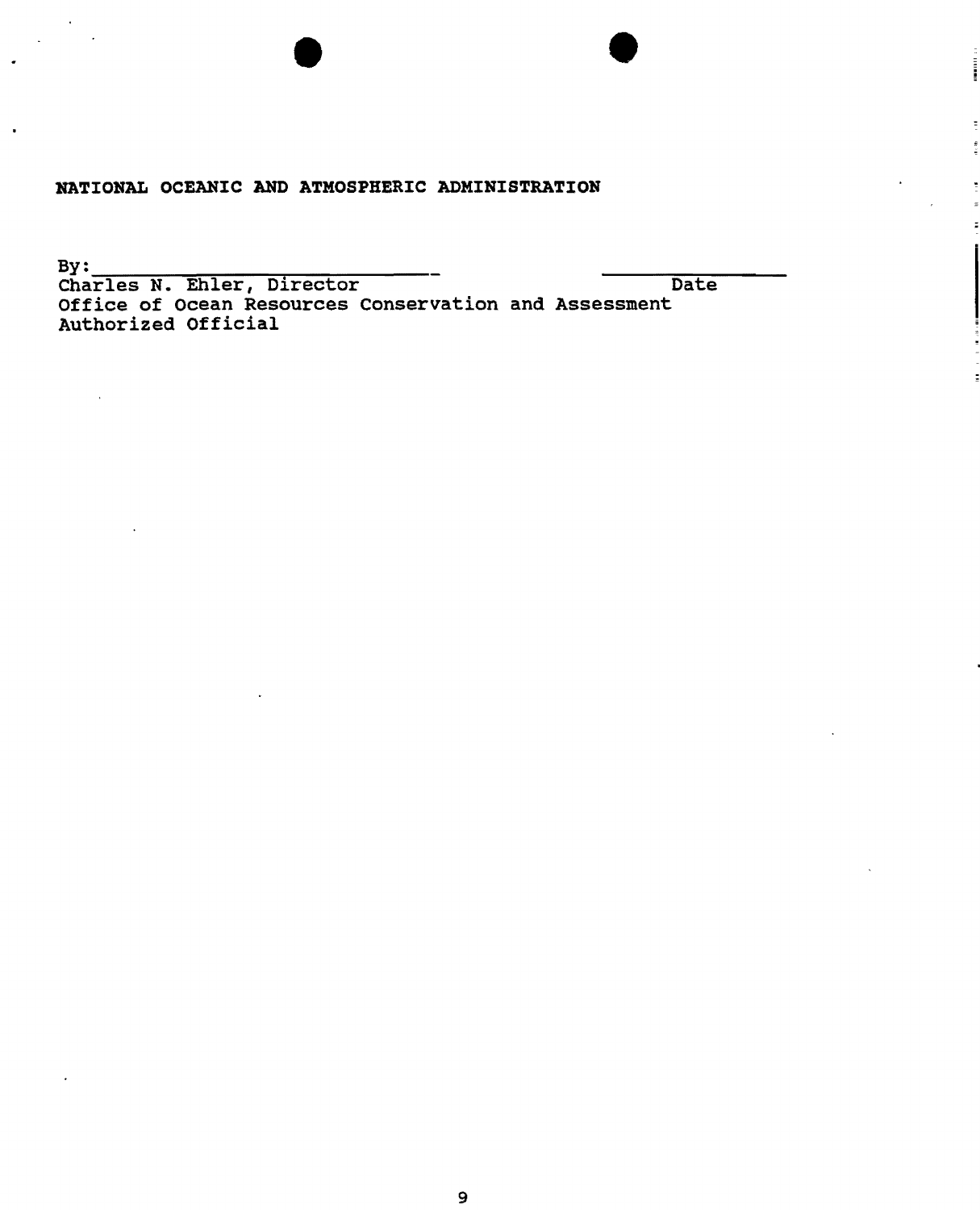**NATIONAL OCEANIC AND ATMOSPHERIC ADMINISTRATION**

By:______________________________ ________________

Charles N. Ehler, Director Date

Office of Ocean Resources Conservation and Assessment

Authorized Official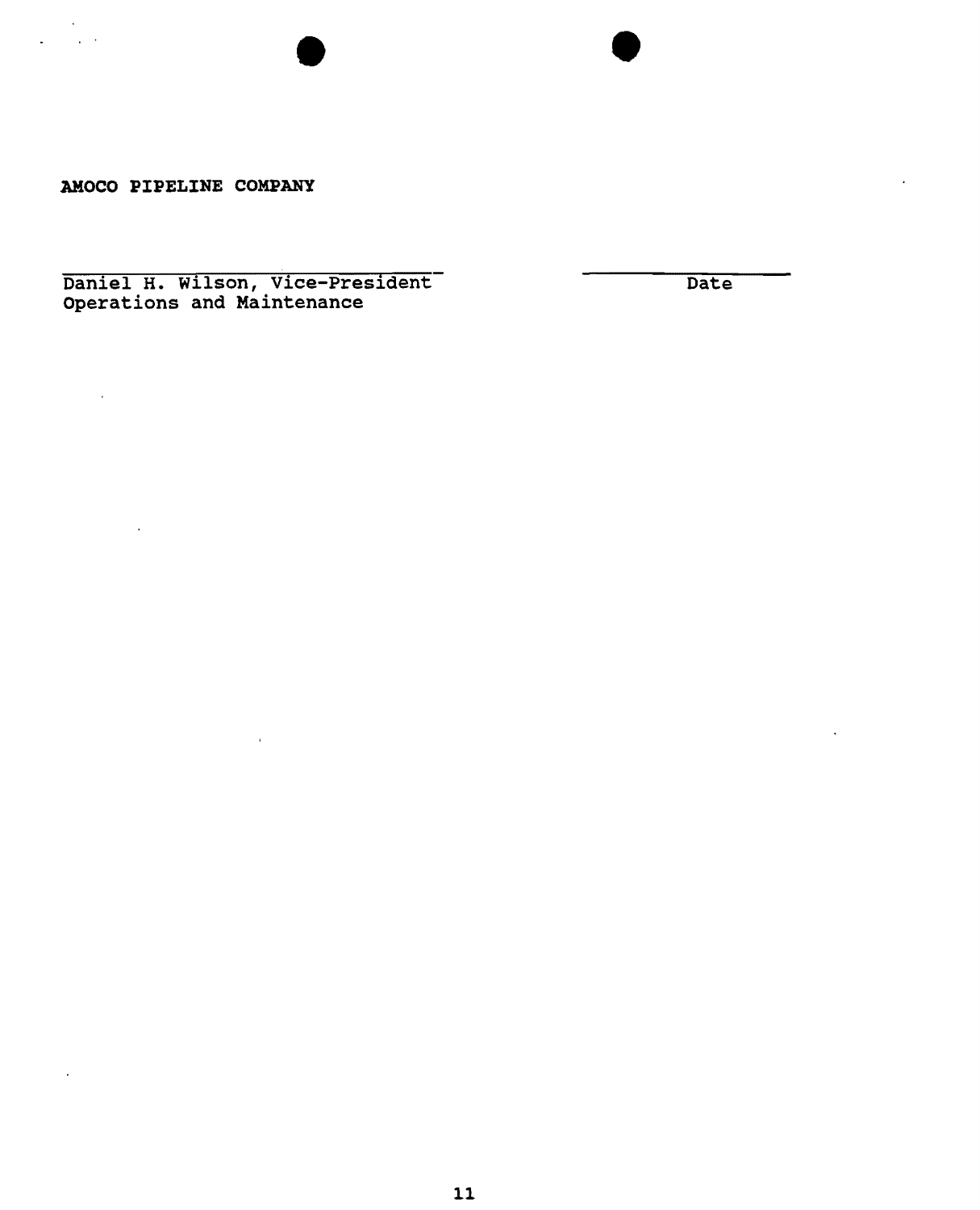**AMOCO PIPELINE COMPANY**

\_\_\_\_\_\_\_\_\_\_\_\_\_\_\_\_\_\_\_\_\_\_\_\_\_\_\_\_\_\_\_\_\_\_\_\_ \_\_\_\_\_\_\_\_\_\_\_\_\_\_\_\_\_\_\_\_

Daniel H. Wilson, Vice-President Date
Operations and Maintenance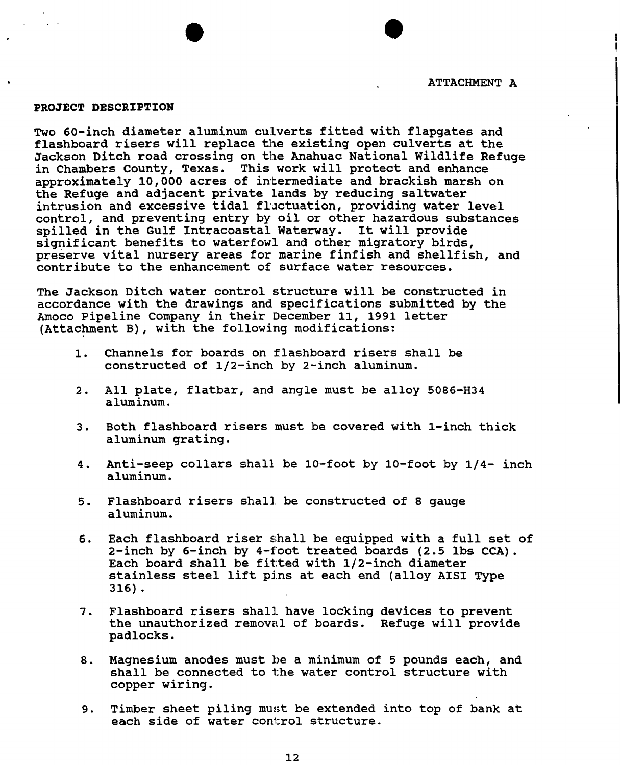ATTACHMENT A

## PROJECT DESCRIPTION

Two 60-inch diameter aluminum culverts fitted with flapgates and flashboard risers will replace the existing open culverts at the Jackson Ditch road crossing on the Anahuac National Wildlife Refuge in Chambers County, Texas. This work will protect and enhance approximately 10,000 acres of intermediate and brackish marsh on the Refuge and adjacent private lands by reducing saltwater intrusion and excessive tidal fluctuation, providing water level control, and preventing entry by oil or other hazardous substances spilled in the Gulf Intracoastal Waterway. It will provide significant benefits to waterfowl and other migratory birds, preserve vital nursery areas for marine finfish and shellfish, and contribute to the enhancement of surface water resources.

The Jackson Ditch water control structure will be constructed in accordance with the drawings and specifications submitted by the Amoco Pipeline Company in their December 11, 1991 letter (Attachment B), with the following modifications:

1. Channels for boards on flashboard risers shall be constructed of 1/2-inch by 2-inch aluminum.

2. All plate, flatbar, and angle must be alloy 5086-H34 aluminum.

3. Both flashboard risers must be covered with 1-inch thick aluminum grating.

4. Anti-seep collars shall be 10-foot by 10-foot by 1/4- inch aluminum.

5. Flashboard risers shall be constructed of 8 gauge aluminum.

6. Each flashboard riser shall be equipped with a full set of 2-inch by 6-inch by 4-foot treated boards (2.5 lbs CCA). Each board shall be fitted with 1/2-inch diameter stainless steel lift pins at each end (alloy AISI Type 316).

7. Flashboard risers shall have locking devices to prevent the unauthorized removal of boards. Refuge will provide padlocks.

8. Magnesium anodes must be a minimum of 5 pounds each, and shall be connected to the water control structure with copper wiring.

9. Timber sheet piling must be extended into top of bank at each side of water control structure.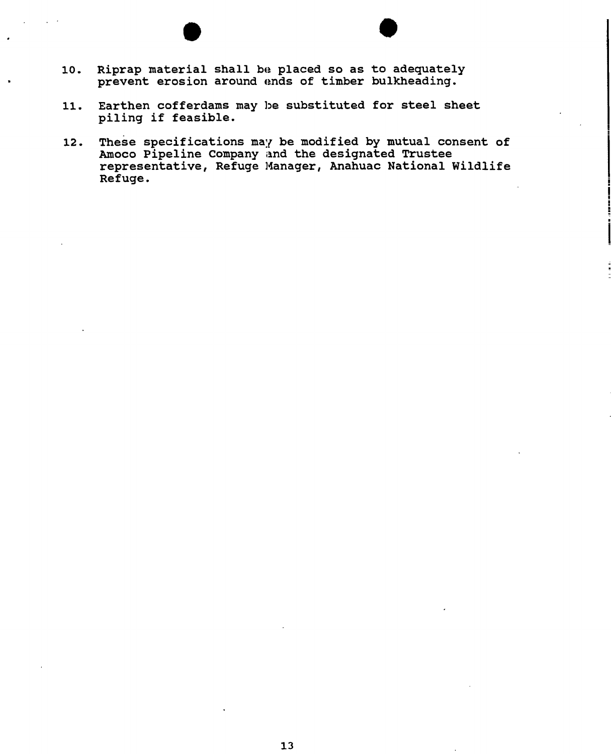10. Riprap material shall be placed so as to adequately prevent erosion around ends of timber bulkheading.

11. Earthen cofferdams may be substituted for steel sheet piling if feasible.

12. These specifications may be modified by mutual consent of Amoco Pipeline Company and the designated Trustee representative, Refuge Manager, Anahuac National Wildlife Refuge.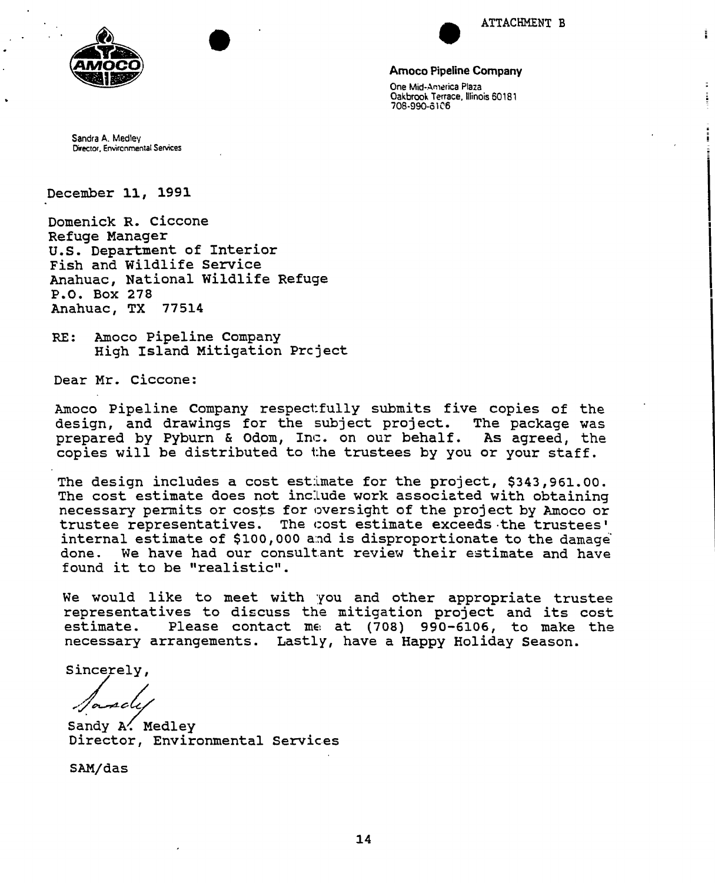ATTACHMENT B

**Amoco Pipeline Company**

One Mid-America Plaza
Oakbrook Terrace, Illinois 60181
708-990-6106

Sandra A. Medley
Director, Environmental Services

December 11, 1991

Domenick R. Ciccone
Refuge Manager
U.S. Department of Interior
Fish and Wildlife Service
Anahuac, National Wildlife Refuge
P.O. Box 278
Anahuac, TX 77514

RE: Amoco Pipeline Company
High Island Mitigation Project

Dear Mr. Ciccone:

Amoco Pipeline Company respectfully submits five copies of the design, and drawings for the subject project. The package was prepared by Pyburn & Odom, Inc. on our behalf. As agreed, the copies will be distributed to the trustees by you or your staff.

The design includes a cost estimate for the project, $343,961.00. The cost estimate does not include work associated with obtaining necessary permits or costs for oversight of the project by Amoco or trustee representatives. The cost estimate exceeds the trustees' internal estimate of $100,000 and is disproportionate to the damage done. We have had our consultant review their estimate and have found it to be "realistic".

We would like to meet with you and other appropriate trustee representatives to discuss the mitigation project and its cost estimate. Please contact me at (708) 990-6106, to make the necessary arrangements. Lastly, have a Happy Holiday Season.

Sincerely,

Sandy

Sandy A. Medley
Director, Environmental Services

SAM/das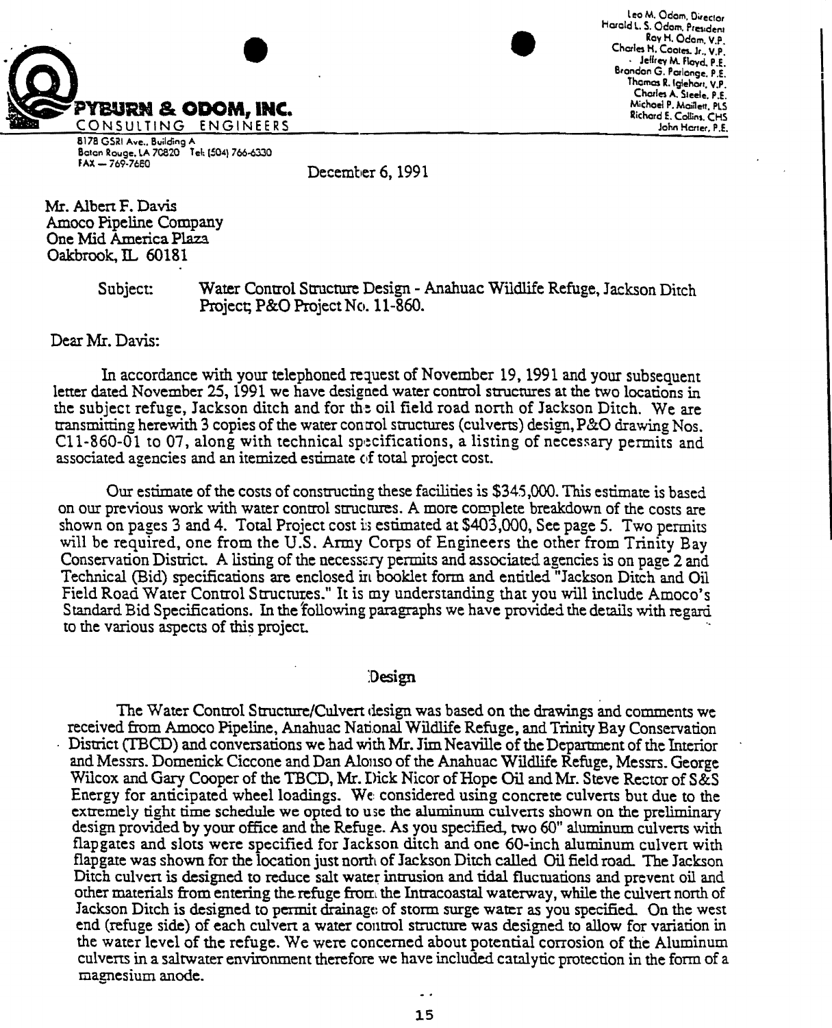**PYBURN & ODOM, INC.**
CONSULTING ENGINEERS
8178 GSRI Ave., Building A
Baton Rouge, LA 70820 Tel: (504) 766-6330
FAX — 769-7680

Leo M. Odom, Director
Harold L. S. Odom, President
Roy H. Odom, V.P.
Charles H. Coates, Jr., V.P.
Jeffrey M. Floyd, P.E.
Brandon G. Parlange, P.E.
Thomas R. Iglehart, V.P.
Charles A. Steele, P.E.
Michael P. Maillett, PLS
Richard E. Collins, CHS
John Harter, P.E.

December 6, 1991

Mr. Albert F. Davis
Amoco Pipeline Company
One Mid America Plaza
Oakbrook, IL 60181

Subject: Water Control Structure Design - Anahuac Wildlife Refuge, Jackson Ditch Project; P&O Project No. 11-860.

Dear Mr. Davis:

In accordance with your telephoned request of November 19, 1991 and your subsequent letter dated November 25, 1991 we have designed water control structures at the two locations in the subject refuge, Jackson ditch and for the oil field road north of Jackson Ditch. We are transmitting herewith 3 copies of the water control structures (culverts) design, P&O drawing Nos. C11-860-01 to 07, along with technical specifications, a listing of necessary permits and associated agencies and an itemized estimate of total project cost.

Our estimate of the costs of constructing these facilities is $345,000. This estimate is based on our previous work with water control structures. A more complete breakdown of the costs are shown on pages 3 and 4. Total Project cost is estimated at $403,000, See page 5. Two permits will be required, one from the U.S. Army Corps of Engineers the other from Trinity Bay Conservation District. A listing of the necessary permits and associated agencies is on page 2 and Technical (Bid) specifications are enclosed in booklet form and entitled "Jackson Ditch and Oil Field Road Water Control Structures." It is my understanding that you will include Amoco's Standard Bid Specifications. In the following paragraphs we have provided the details with regard to the various aspects of this project.

## Design

The Water Control Structure/Culvert design was based on the drawings and comments we received from Amoco Pipeline, Anahuac National Wildlife Refuge, and Trinity Bay Conservation District (TBCD) and conversations we had with Mr. Jim Neaville of the Department of the Interior and Messrs. Domenick Ciccone and Dan Alonso of the Anahuac Wildlife Refuge, Messrs. George Wilcox and Gary Cooper of the TBCD, Mr. Dick Nicor of Hope Oil and Mr. Steve Rector of S&S Energy for anticipated wheel loadings. We considered using concrete culverts but due to the extremely tight time schedule we opted to use the aluminum culverts shown on the preliminary design provided by your office and the Refuge. As you specified, two 60" aluminum culverts with flapgates and slots were specified for Jackson ditch and one 60-inch aluminum culvert with flapgate was shown for the location just north of Jackson Ditch called Oil field road. The Jackson Ditch culvert is designed to reduce salt water intrusion and tidal fluctuations and prevent oil and other materials from entering the refuge from the Intracoastal waterway, while the culvert north of Jackson Ditch is designed to permit drainage of storm surge water as you specified. On the west end (refuge side) of each culvert a water control structure was designed to allow for variation in the water level of the refuge. We were concerned about potential corrosion of the Aluminum culverts in a saltwater environment therefore we have included catalytic protection in the form of a magnesium anode.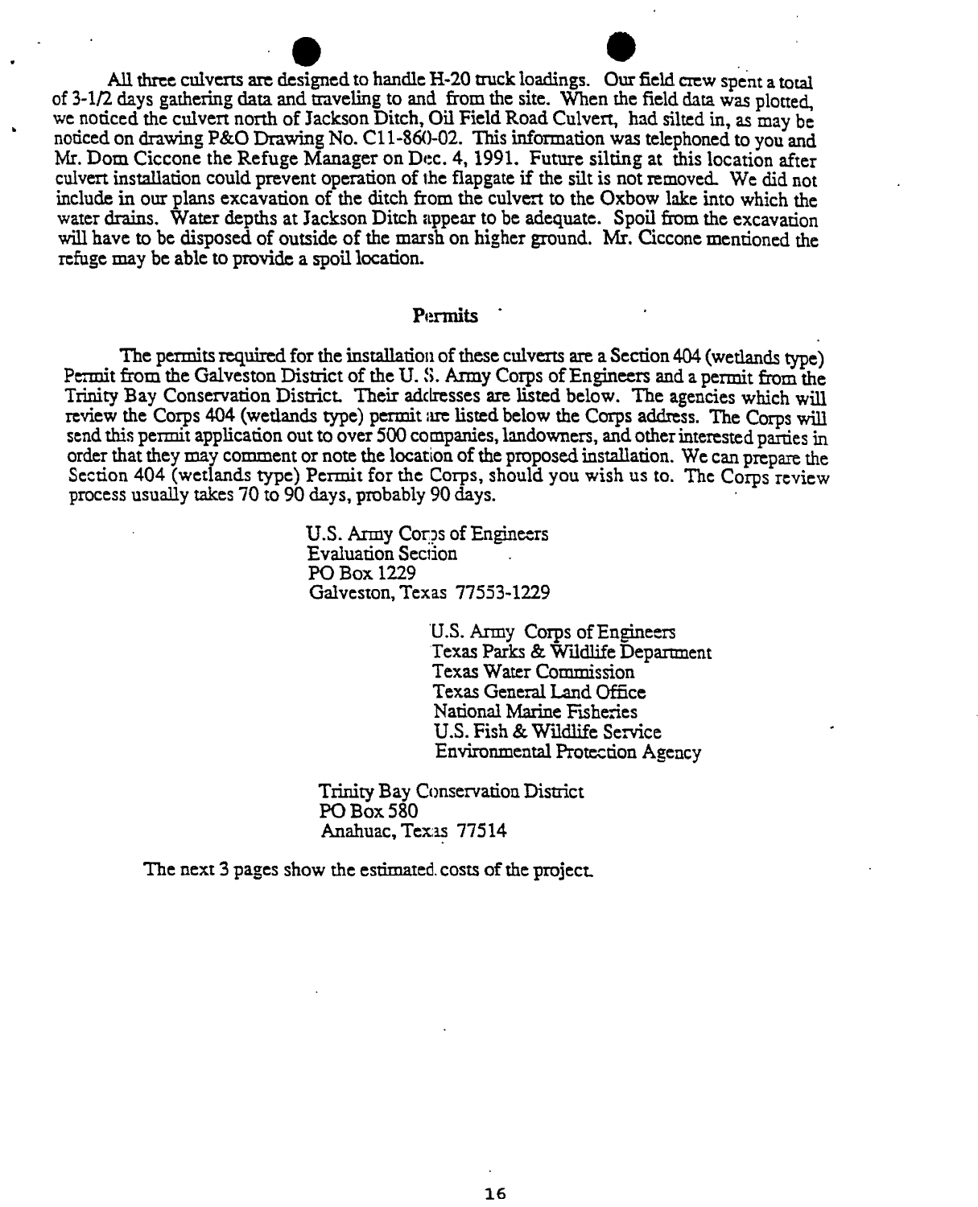All three culverts are designed to handle H-20 truck loadings. Our field crew spent a total of 3-1/2 days gathering data and traveling to and from the site. When the field data was plotted, we noticed the culvert north of Jackson Ditch, Oil Field Road Culvert, had silted in, as may be noticed on drawing P&O Drawing No. C11-860-02. This information was telephoned to you and Mr. Dom Ciccone the Refuge Manager on Dec. 4, 1991. Future silting at this location after culvert installation could prevent operation of the flapgate if the silt is not removed. We did not include in our plans excavation of the ditch from the culvert to the Oxbow lake into which the water drains. Water depths at Jackson Ditch appear to be adequate. Spoil from the excavation will have to be disposed of outside of the marsh on higher ground. Mr. Ciccone mentioned the refuge may be able to provide a spoil location.

## Permits

The permits required for the installation of these culverts are a Section 404 (wetlands type) Permit from the Galveston District of the U. S. Army Corps of Engineers and a permit from the Trinity Bay Conservation District. Their addresses are listed below. The agencies which will review the Corps 404 (wetlands type) permit are listed below the Corps address. The Corps will send this permit application out to over 500 companies, landowners, and other interested parties in order that they may comment or note the location of the proposed installation. We can prepare the Section 404 (wetlands type) Permit for the Corps, should you wish us to. The Corps review process usually takes 70 to 90 days, probably 90 days.

U.S. Army Corps of Engineers
Evaluation Section
PO Box 1229
Galveston, Texas 77553-1229

U.S. Army Corps of Engineers
Texas Parks & Wildlife Department
Texas Water Commission
Texas General Land Office
National Marine Fisheries
U.S. Fish & Wildlife Service
Environmental Protection Agency

Trinity Bay Conservation District
PO Box 580
Anahuac, Texas 77514

The next 3 pages show the estimated costs of the project.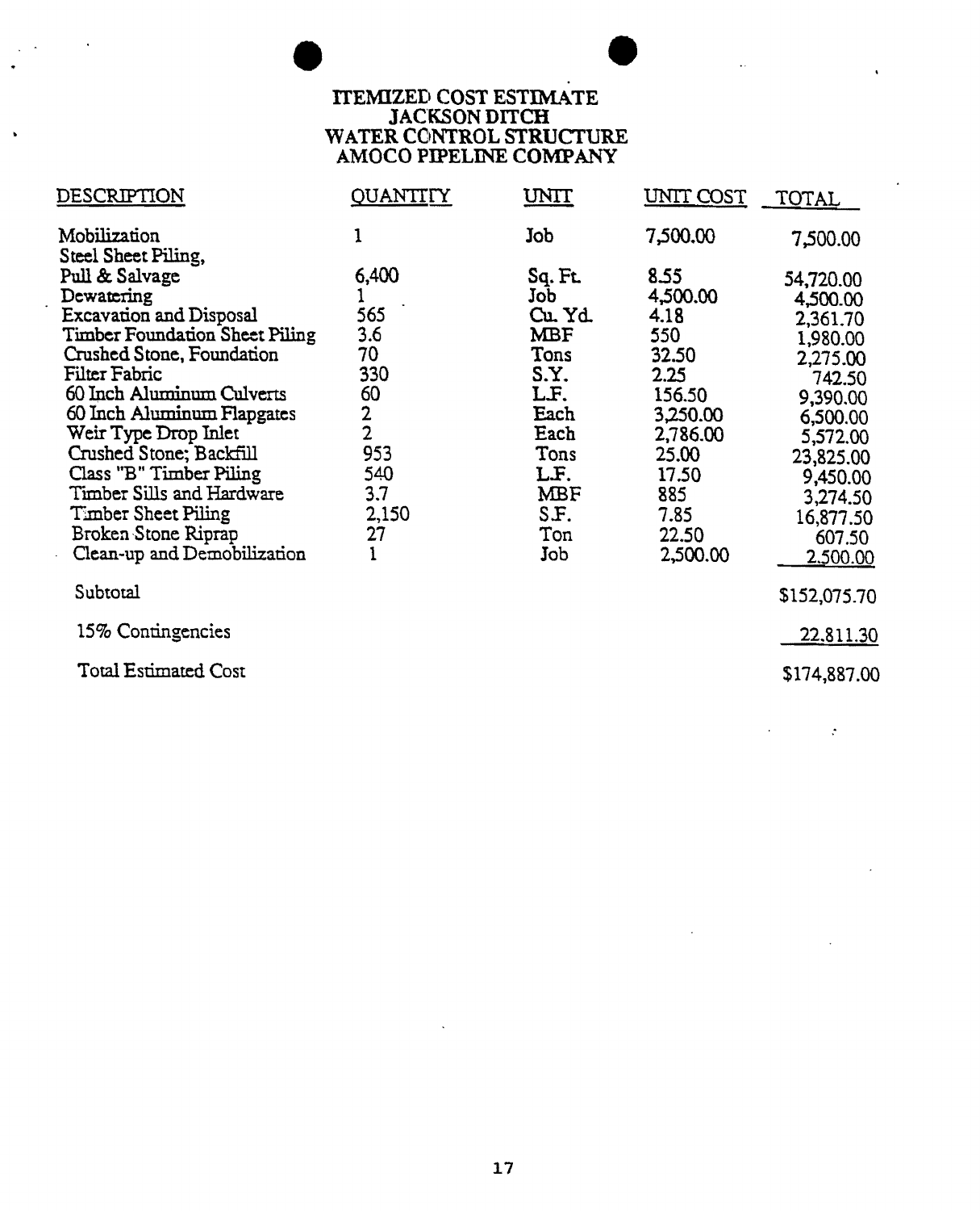# ITEMIZED COST ESTIMATE
# JACKSON DITCH
# WATER CONTROL STRUCTURE
# AMOCO PIPELINE COMPANY

| DESCRIPTION | QUANTITY | UNIT | UNIT COST | TOTAL |
|---|---|---|---|---|
| Mobilization | 1 | Job | 7,500.00 | 7,500.00 |
| Steel Sheet Piling, Pull & Salvage | 6,400 | Sq. Ft. | 8.55 | 54,720.00 |
| Dewatering | 1 | Job | 4,500.00 | 4,500.00 |
| Excavation and Disposal | 565 | Cu. Yd. | 4.18 | 2,361.70 |
| Timber Foundation Sheet Piling | 3.6 | MBF | 550 | 1,980.00 |
| Crushed Stone, Foundation | 70 | Tons | 32.50 | 2,275.00 |
| Filter Fabric | 330 | S.Y. | 2.25 | 742.50 |
| 60 Inch Aluminum Culverts | 60 | L.F. | 156.50 | 9,390.00 |
| 60 Inch Aluminum Flapgates | 2 | Each | 3,250.00 | 6,500.00 |
| Weir Type Drop Inlet | 2 | Each | 2,786.00 | 5,572.00 |
| Crushed Stone; Backfill | 953 | Tons | 25.00 | 23,825.00 |
| Class "B" Timber Piling | 540 | L.F. | 17.50 | 9,450.00 |
| Timber Sills and Hardware | 3.7 | MBF | 885 | 3,274.50 |
| Timber Sheet Piling | 2,150 | S.F. | 7.85 | 16,877.50 |
| Broken Stone Riprap | 27 | Ton | 22.50 | 607.50 |
| Clean-up and Demobilization | 1 | Job | 2,500.00 | 2,500.00 |
| Subtotal | | | | $152,075.70 |
| 15% Contingencies | | | | 22,811.30 |
| Total Estimated Cost | | | | $174,887.00 |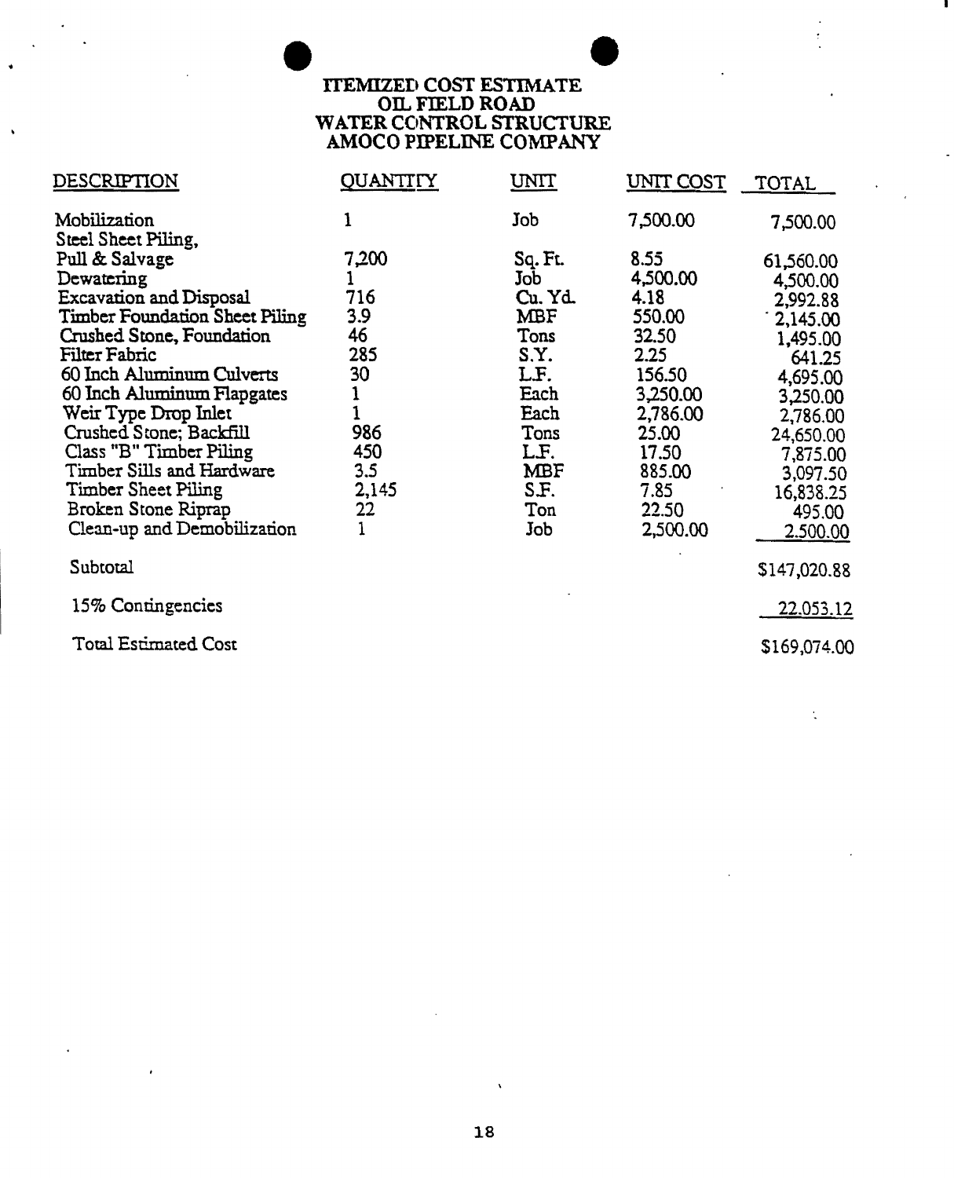# ITEMIZED COST ESTIMATE
# OIL FIELD ROAD
# WATER CONTROL STRUCTURE
# AMOCO PIPELINE COMPANY

| DESCRIPTION | QUANTITY | UNIT | UNIT COST | TOTAL |
|---|---|---|---|---|
| Mobilization | 1 | Job | 7,500.00 | 7,500.00 |
| Steel Sheet Piling, Pull & Salvage | 7,200 | Sq. Ft. | 8.55 | 61,560.00 |
| Dewatering | 1 | Job | 4,500.00 | 4,500.00 |
| Excavation and Disposal | 716 | Cu. Yd. | 4.18 | 2,992.88 |
| Timber Foundation Sheet Piling | 3.9 | MBF | 550.00 | 2,145.00 |
| Crushed Stone, Foundation | 46 | Tons | 32.50 | 1,495.00 |
| Filter Fabric | 285 | S.Y. | 2.25 | 641.25 |
| 60 Inch Aluminum Culverts | 30 | L.F. | 156.50 | 4,695.00 |
| 60 Inch Aluminum Flapgates | 1 | Each | 3,250.00 | 3,250.00 |
| Weir Type Drop Inlet | 1 | Each | 2,786.00 | 2,786.00 |
| Crushed Stone; Backfill | 986 | Tons | 25.00 | 24,650.00 |
| Class "B" Timber Piling | 450 | L.F. | 17.50 | 7,875.00 |
| Timber Sills and Hardware | 3.5 | MBF | 885.00 | 3,097.50 |
| Timber Sheet Piling | 2,145 | S.F. | 7.85 | 16,838.25 |
| Broken Stone Riprap | 22 | Ton | 22.50 | 495.00 |
| Clean-up and Demobilization | 1 | Job | 2,500.00 | 2,500.00 |
| Subtotal | | | | $147,020.88 |
| 15% Contingencies | | | | 22,053.12 |
| Total Estimated Cost | | | | $169,074.00 |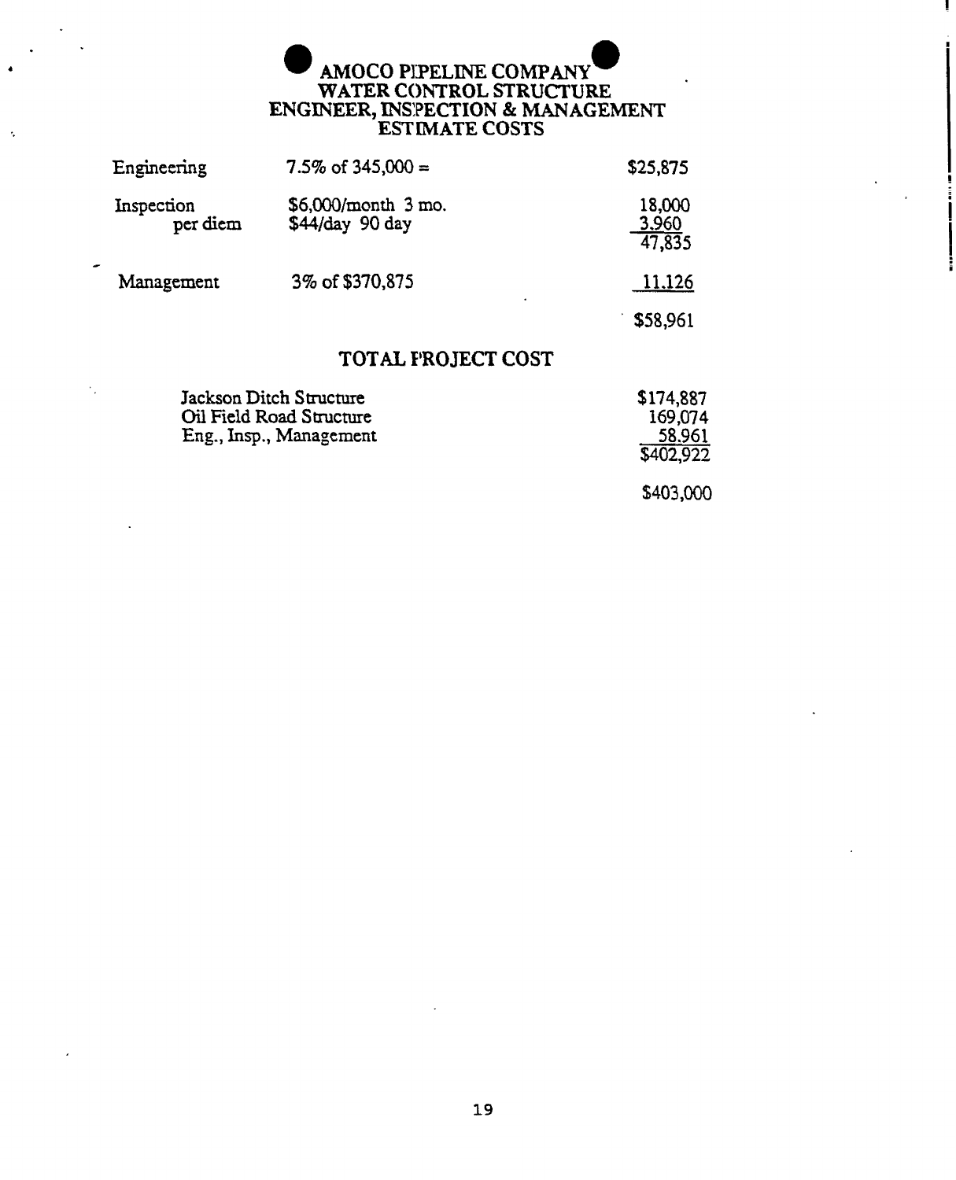# AMOCO PIPELINE COMPANY
## WATER CONTROL STRUCTURE
## ENGINEER, INSPECTION & MANAGEMENT
## ESTIMATE COSTS

| | | |
|---|---|---|
| Engineering | 7.5% of 345,000 = | $25,875 |
| Inspection | $6,000/month 3 mo. | 18,000 |
| per diem | $44/day 90 day | 3,960 |
| | | 47,835 |
| Management | 3% of $370,875 | 11,126 |
| | | $58,961 |

## TOTAL PROJECT COST

| | |
|---|---|
| Jackson Ditch Structure | $174,887 |
| Oil Field Road Structure | 169,074 |
| Eng., Insp., Management | 58,961 |
| | $402,922 |
| | $403,000 |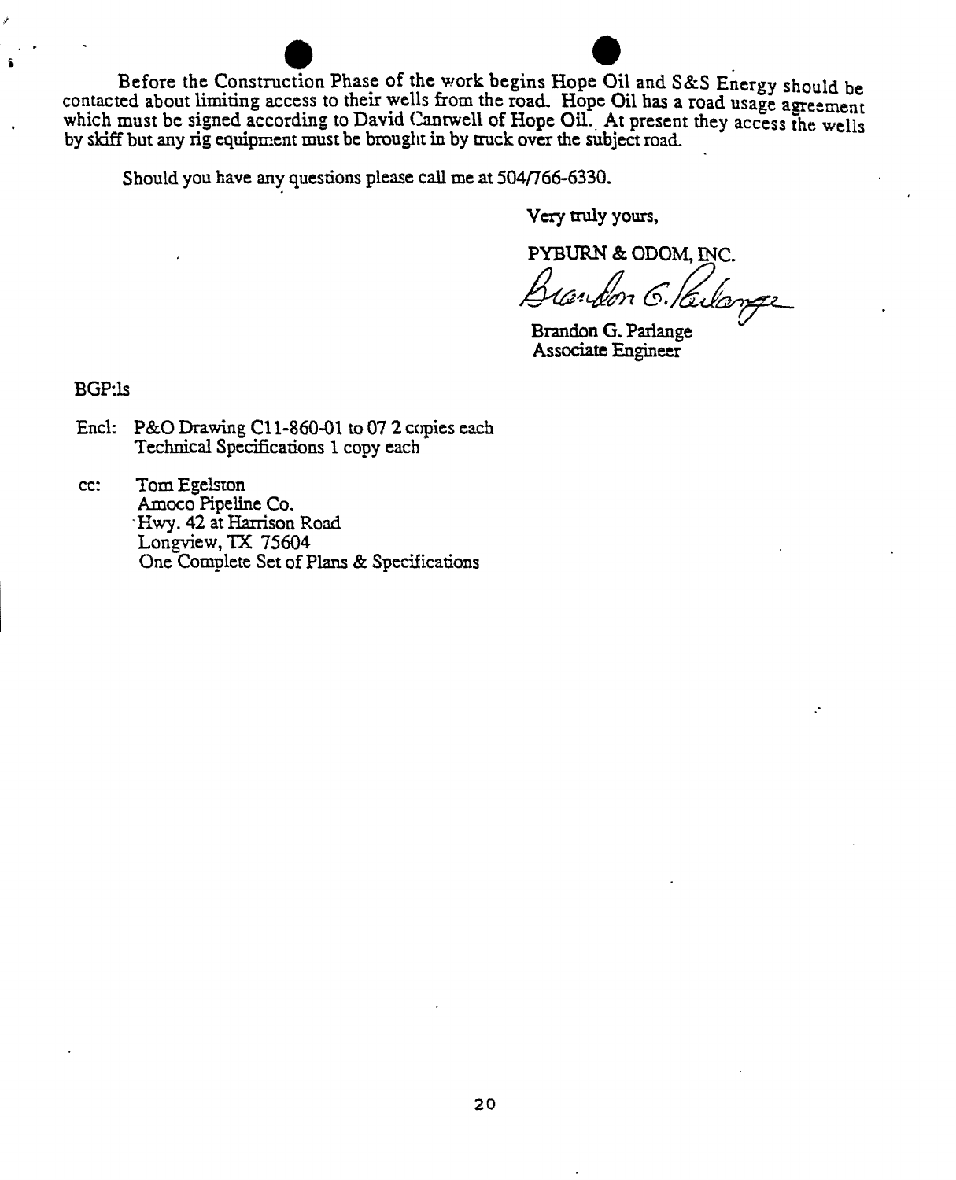Before the Construction Phase of the work begins Hope Oil and S&S Energy should be contacted about limiting access to their wells from the road. Hope Oil has a road usage agreement which must be signed according to David Cantwell of Hope Oil. At present they access the wells by skiff but any rig equipment must be brought in by truck over the subject road.

Should you have any questions please call me at 504/766-6330.

Very truly yours,

PYBURN & ODOM, INC.

Brandon G. Parlange

Brandon G. Parlange
Associate Engineer

BGP:ls

Encl: P&O Drawing C11-860-01 to 07 2 copies each
Technical Specifications 1 copy each

cc: Tom Egelston
Amoco Pipeline Co.
Hwy. 42 at Harrison Road
Longview, TX 75604
One Complete Set of Plans & Specifications